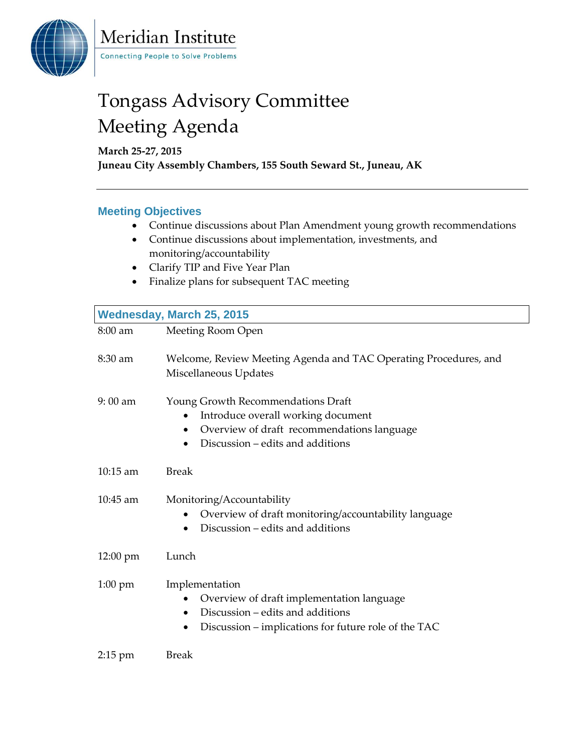Meridian Institute

Connecting People to Solve Problems

# Tongass Advisory Committee Meeting Agenda

**March 25-27, 2015**
**Juneau City Assembly Chambers, 155 South Seward St., Juneau, AK**

---

## Meeting Objectives

- Continue discussions about Plan Amendment young growth recommendations
- Continue discussions about implementation, investments, and monitoring/accountability
- Clarify TIP and Five Year Plan
- Finalize plans for subsequent TAC meeting

## Wednesday, March 25, 2015

8:00 am Meeting Room Open

8:30 am Welcome, Review Meeting Agenda and TAC Operating Procedures, and Miscellaneous Updates

9: 00 am Young Growth Recommendations Draft
- Introduce overall working document
- Overview of draft recommendations language
- Discussion – edits and additions

10:15 am Break

10:45 am Monitoring/Accountability
- Overview of draft monitoring/accountability language
- Discussion – edits and additions

12:00 pm Lunch

1:00 pm Implementation
- Overview of draft implementation language
- Discussion – edits and additions
- Discussion – implications for future role of the TAC

2:15 pm Break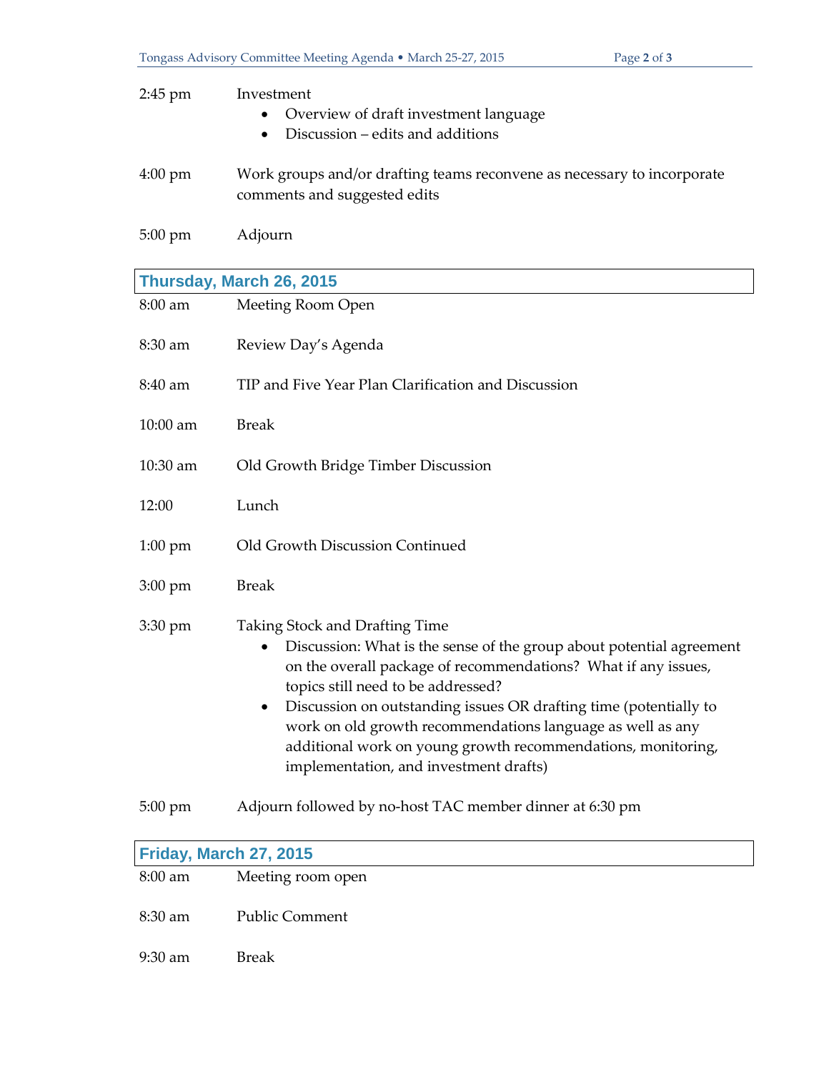2:45 pm — Investment
- Overview of draft investment language
- Discussion – edits and additions

4:00 pm — Work groups and/or drafting teams reconvene as necessary to incorporate comments and suggested edits

5:00 pm — Adjourn

## Thursday, March 26, 2015

8:00 am — Meeting Room Open

8:30 am — Review Day's Agenda

8:40 am — TIP and Five Year Plan Clarification and Discussion

10:00 am — Break

10:30 am — Old Growth Bridge Timber Discussion

12:00 — Lunch

1:00 pm — Old Growth Discussion Continued

3:00 pm — Break

3:30 pm — Taking Stock and Drafting Time
- Discussion: What is the sense of the group about potential agreement on the overall package of recommendations? What if any issues, topics still need to be addressed?
- Discussion on outstanding issues OR drafting time (potentially to work on old growth recommendations language as well as any additional work on young growth recommendations, monitoring, implementation, and investment drafts)

5:00 pm — Adjourn followed by no-host TAC member dinner at 6:30 pm

## Friday, March 27, 2015

8:00 am — Meeting room open

8:30 am — Public Comment

9:30 am — Break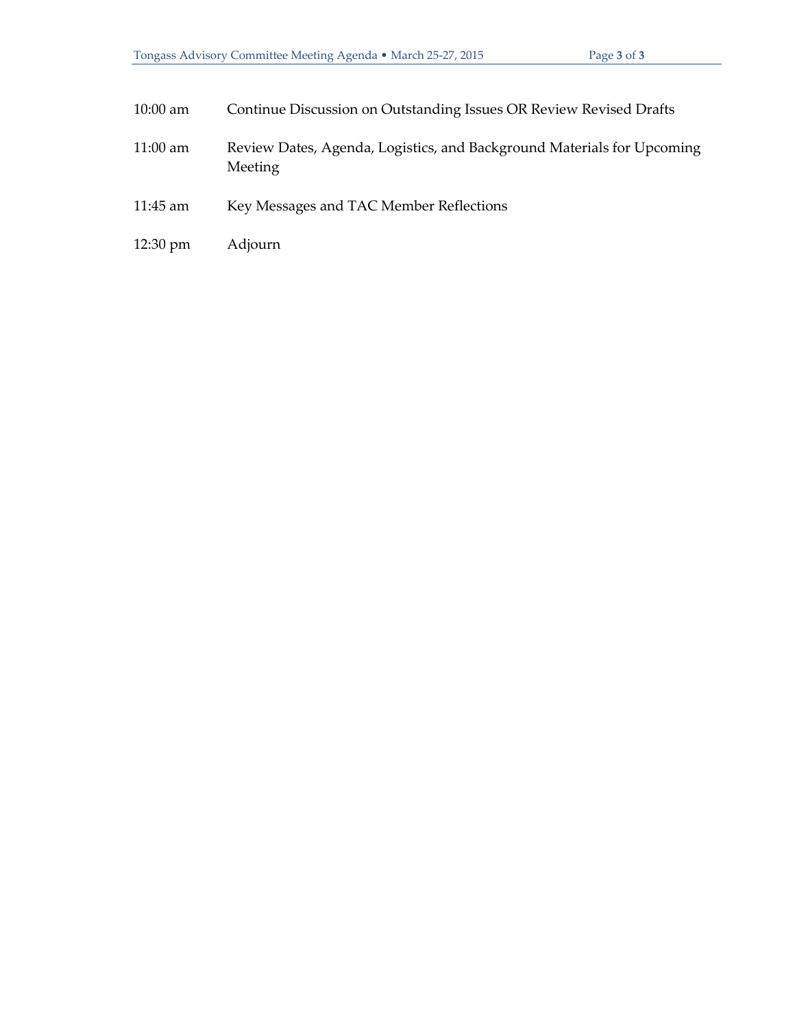| | |
|---|---|
| 10:00 am | Continue Discussion on Outstanding Issues OR Review Revised Drafts |
| 11:00 am | Review Dates, Agenda, Logistics, and Background Materials for Upcoming Meeting |
| 11:45 am | Key Messages and TAC Member Reflections |
| 12:30 pm | Adjourn |